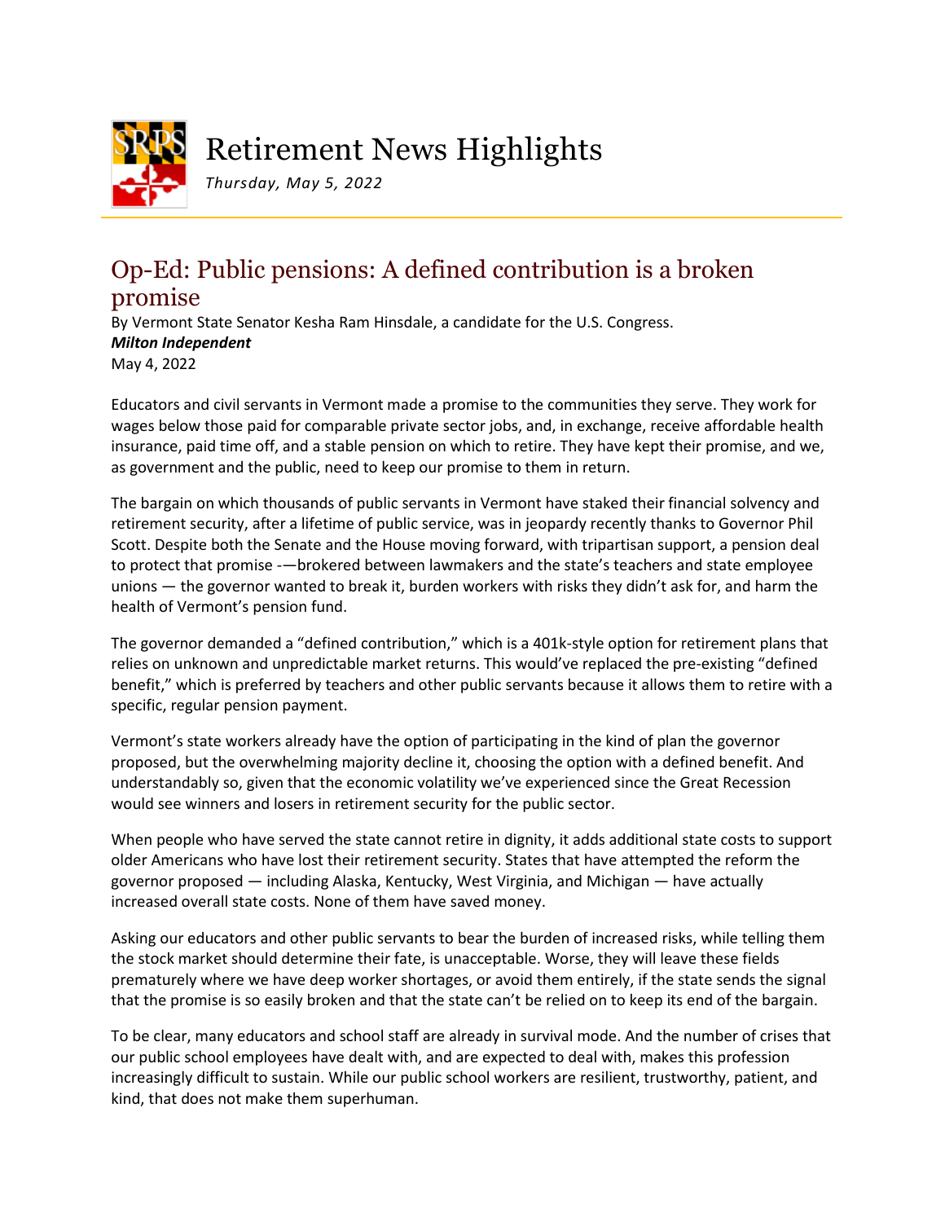# Retirement News Highlights

*Thursday, May 5, 2022*

## Op-Ed: Public pensions: A defined contribution is a broken promise

By Vermont State Senator Kesha Ram Hinsdale, a candidate for the U.S. Congress.
***Milton Independent***
May 4, 2022

Educators and civil servants in Vermont made a promise to the communities they serve. They work for wages below those paid for comparable private sector jobs, and, in exchange, receive affordable health insurance, paid time off, and a stable pension on which to retire. They have kept their promise, and we, as government and the public, need to keep our promise to them in return.

The bargain on which thousands of public servants in Vermont have staked their financial solvency and retirement security, after a lifetime of public service, was in jeopardy recently thanks to Governor Phil Scott. Despite both the Senate and the House moving forward, with tripartisan support, a pension deal to protect that promise -—brokered between lawmakers and the state's teachers and state employee unions — the governor wanted to break it, burden workers with risks they didn't ask for, and harm the health of Vermont's pension fund.

The governor demanded a "defined contribution," which is a 401k-style option for retirement plans that relies on unknown and unpredictable market returns. This would've replaced the pre-existing "defined benefit," which is preferred by teachers and other public servants because it allows them to retire with a specific, regular pension payment.

Vermont's state workers already have the option of participating in the kind of plan the governor proposed, but the overwhelming majority decline it, choosing the option with a defined benefit. And understandably so, given that the economic volatility we've experienced since the Great Recession would see winners and losers in retirement security for the public sector.

When people who have served the state cannot retire in dignity, it adds additional state costs to support older Americans who have lost their retirement security. States that have attempted the reform the governor proposed — including Alaska, Kentucky, West Virginia, and Michigan — have actually increased overall state costs. None of them have saved money.

Asking our educators and other public servants to bear the burden of increased risks, while telling them the stock market should determine their fate, is unacceptable. Worse, they will leave these fields prematurely where we have deep worker shortages, or avoid them entirely, if the state sends the signal that the promise is so easily broken and that the state can't be relied on to keep its end of the bargain.

To be clear, many educators and school staff are already in survival mode. And the number of crises that our public school employees have dealt with, and are expected to deal with, makes this profession increasingly difficult to sustain. While our public school workers are resilient, trustworthy, patient, and kind, that does not make them superhuman.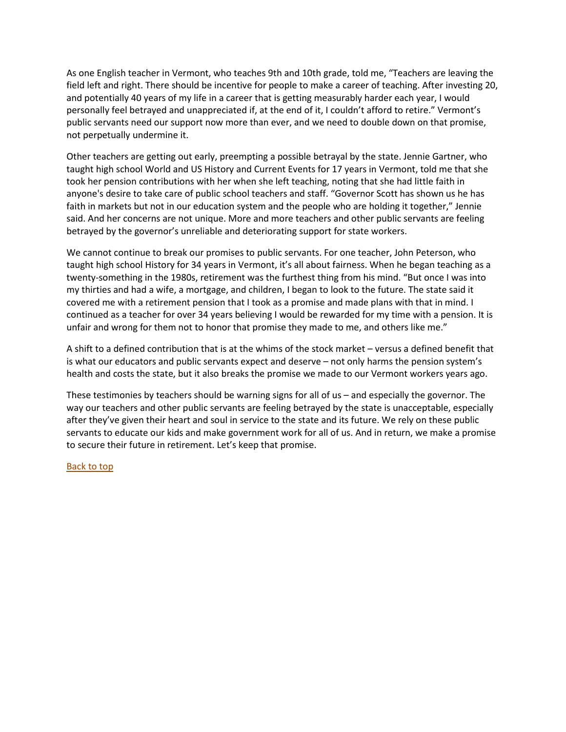As one English teacher in Vermont, who teaches 9th and 10th grade, told me, "Teachers are leaving the field left and right. There should be incentive for people to make a career of teaching. After investing 20, and potentially 40 years of my life in a career that is getting measurably harder each year, I would personally feel betrayed and unappreciated if, at the end of it, I couldn't afford to retire." Vermont's public servants need our support now more than ever, and we need to double down on that promise, not perpetually undermine it.

Other teachers are getting out early, preempting a possible betrayal by the state. Jennie Gartner, who taught high school World and US History and Current Events for 17 years in Vermont, told me that she took her pension contributions with her when she left teaching, noting that she had little faith in anyone's desire to take care of public school teachers and staff. "Governor Scott has shown us he has faith in markets but not in our education system and the people who are holding it together," Jennie said. And her concerns are not unique. More and more teachers and other public servants are feeling betrayed by the governor's unreliable and deteriorating support for state workers.

We cannot continue to break our promises to public servants. For one teacher, John Peterson, who taught high school History for 34 years in Vermont, it's all about fairness. When he began teaching as a twenty-something in the 1980s, retirement was the furthest thing from his mind. "But once I was into my thirties and had a wife, a mortgage, and children, I began to look to the future. The state said it covered me with a retirement pension that I took as a promise and made plans with that in mind. I continued as a teacher for over 34 years believing I would be rewarded for my time with a pension. It is unfair and wrong for them not to honor that promise they made to me, and others like me."

A shift to a defined contribution that is at the whims of the stock market – versus a defined benefit that is what our educators and public servants expect and deserve – not only harms the pension system's health and costs the state, but it also breaks the promise we made to our Vermont workers years ago.

These testimonies by teachers should be warning signs for all of us – and especially the governor. The way our teachers and other public servants are feeling betrayed by the state is unacceptable, especially after they've given their heart and soul in service to the state and its future. We rely on these public servants to educate our kids and make government work for all of us. And in return, we make a promise to secure their future in retirement. Let's keep that promise.

Back to top